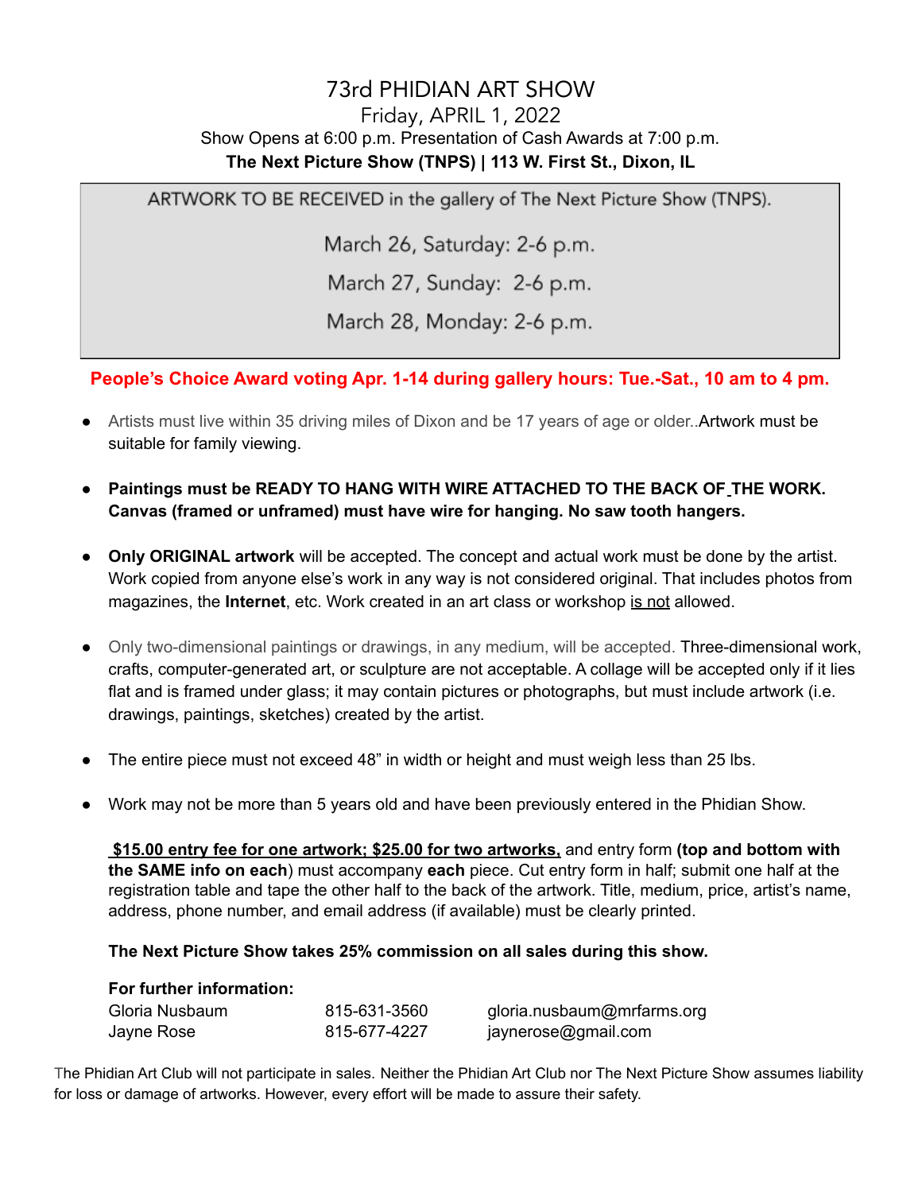# 73rd PHIDIAN ART SHOW

Friday, APRIL 1, 2022

Show Opens at 6:00 p.m. Presentation of Cash Awards at 7:00 p.m.

**The Next Picture Show (TNPS) | 113 W. First St., Dixon, IL**

ARTWORK TO BE RECEIVED in the gallery of The Next Picture Show (TNPS).

March 26, Saturday: 2-6 p.m.

March 27, Sunday: 2-6 p.m.

March 28, Monday: 2-6 p.m.

**People's Choice Award voting Apr. 1-14 during gallery hours: Tue.-Sat., 10 am to 4 pm.**

- Artists must live within 35 driving miles of Dixon and be 17 years of age or older..Artwork must be suitable for family viewing.
- **Paintings must be READY TO HANG WITH WIRE ATTACHED TO THE BACK OF THE WORK. Canvas (framed or unframed) must have wire for hanging. No saw tooth hangers.**
- **Only ORIGINAL artwork** will be accepted. The concept and actual work must be done by the artist. Work copied from anyone else's work in any way is not considered original. That includes photos from magazines, the **Internet**, etc. Work created in an art class or workshop is not allowed.
- Only two-dimensional paintings or drawings, in any medium, will be accepted. Three-dimensional work, crafts, computer-generated art, or sculpture are not acceptable. A collage will be accepted only if it lies flat and is framed under glass; it may contain pictures or photographs, but must include artwork (i.e. drawings, paintings, sketches) created by the artist.
- The entire piece must not exceed 48" in width or height and must weigh less than 25 lbs.
- Work may not be more than 5 years old and have been previously entered in the Phidian Show.

**$15.00 entry fee for one artwork; $25.00 for two artworks,** and entry form **(top and bottom with the SAME info on each**) must accompany **each** piece. Cut entry form in half; submit one half at the registration table and tape the other half to the back of the artwork. Title, medium, price, artist's name, address, phone number, and email address (if available) must be clearly printed.

**The Next Picture Show takes 25% commission on all sales during this show.**

**For further information:**

| | | |
|---|---|---|
| Gloria Nusbaum | 815-631-3560 | gloria.nusbaum@mrfarms.org |
| Jayne Rose | 815-677-4227 | jaynerose@gmail.com |

The Phidian Art Club will not participate in sales. Neither the Phidian Art Club nor The Next Picture Show assumes liability for loss or damage of artworks. However, every effort will be made to assure their safety.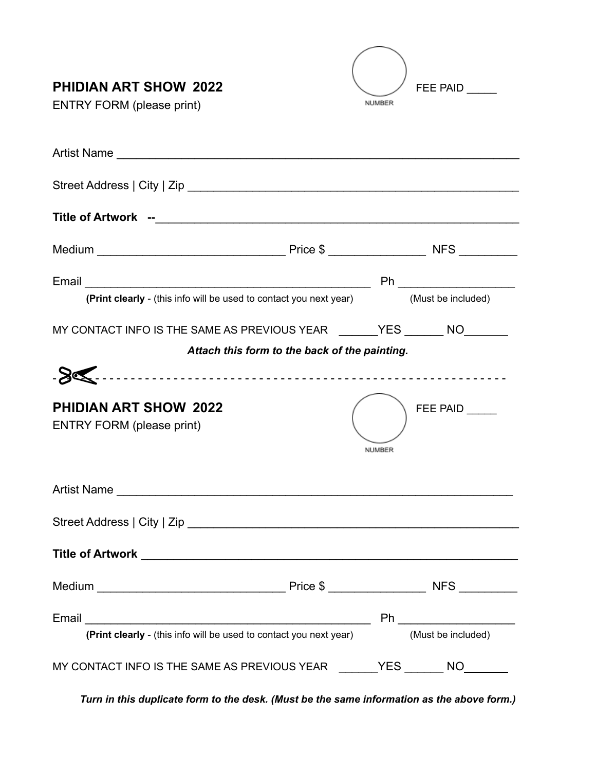**PHIDIAN ART SHOW 2022**

ENTRY FORM (please print)

NUMBER

FEE PAID _____

Artist Name ____________________________________________________________

Street Address | City | Zip ____________________________________________________

**Title of Artwork --**_________________________________________________________

Medium ____________________________ Price $ _______________ NFS _________

Email ___________________________________________ Ph __________________

**(Print clearly** - (this info will be used to contact you next year) (Must be included)

MY CONTACT INFO IS THE SAME AS PREVIOUS YEAR ______YES ______ NO_______

***Attach this form to the back of the painting.***

- - - - - - - - - - - - - - - - - - - - - - - - - - - - - - - - - - - - - - - - - - - - - - - - - - - - - - - - - - - -

**PHIDIAN ART SHOW 2022**

ENTRY FORM (please print)

NUMBER

FEE PAID _____

Artist Name ____________________________________________________________

Street Address | City | Zip ____________________________________________________

**Title of Artwork** __________________________________________________________

Medium ____________________________ Price $ _______________ NFS _________

Email ___________________________________________ Ph __________________

**(Print clearly** - (this info will be used to contact you next year) (Must be included)

MY CONTACT INFO IS THE SAME AS PREVIOUS YEAR ______YES ______ NO_______

***Turn in this duplicate form to the desk. (Must be the same information as the above form.)***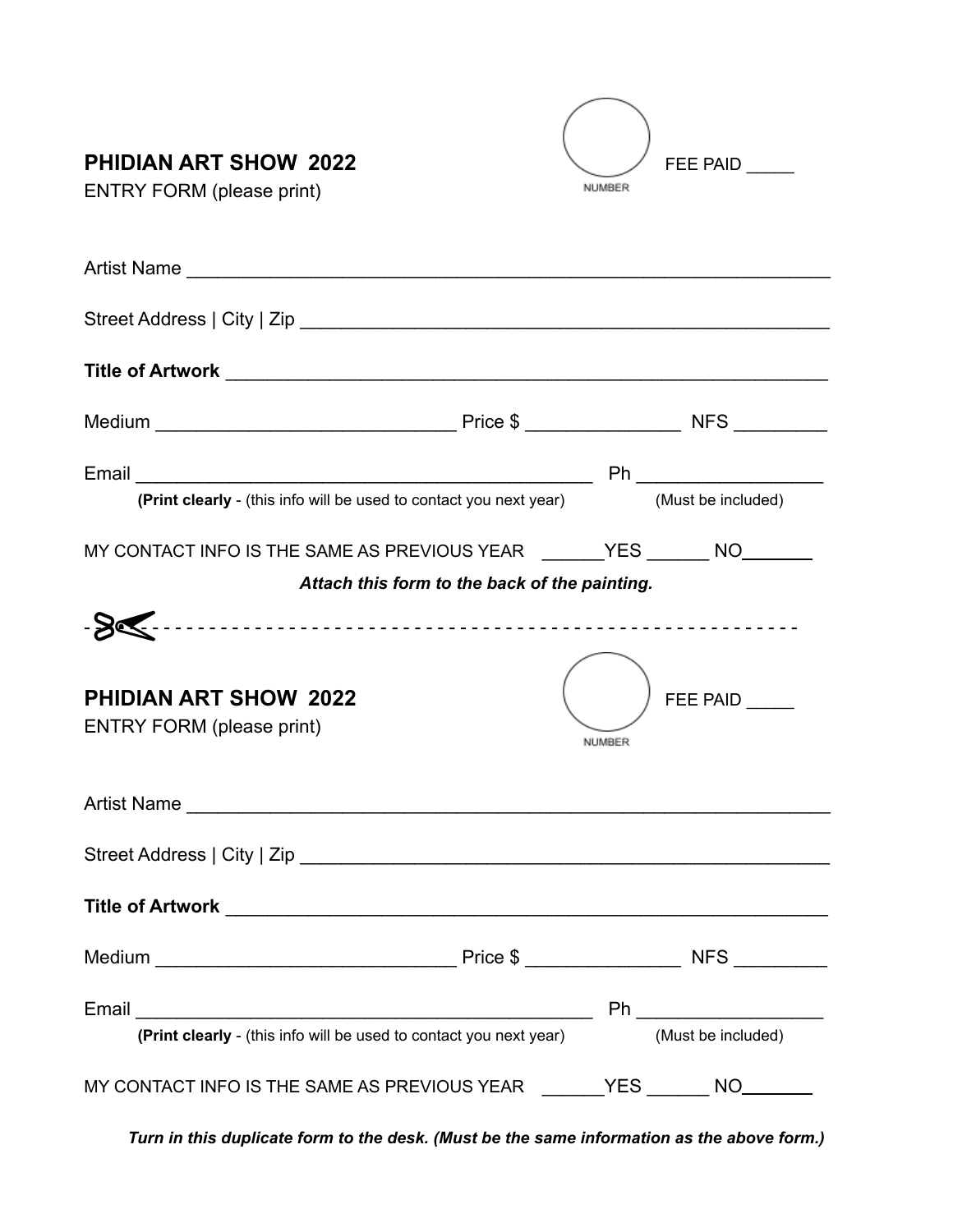**PHIDIAN ART SHOW 2022**

ENTRY FORM (please print)

NUMBER

FEE PAID _____

Artist Name ____________________________________________________________

Street Address | City | Zip ________________________________________________

**Title of Artwork** _______________________________________________________

Medium ____________________________ Price $ _______________ NFS _________

Email _____________________________________________ Ph __________________

**(Print clearly** - (this info will be used to contact you next year) (Must be included)

MY CONTACT INFO IS THE SAME AS PREVIOUS YEAR ______YES ______ NO_______

***Attach this form to the back of the painting.***

- - - - - - - - - - - - - - - - - - - - - - - - - - - - - - - - - - - - - - - - - - - - - - - - - - - - - - - -

**PHIDIAN ART SHOW 2022**

ENTRY FORM (please print)

NUMBER

FEE PAID _____

Artist Name ____________________________________________________________

Street Address | City | Zip ________________________________________________

**Title of Artwork** _______________________________________________________

Medium ____________________________ Price $ _______________ NFS _________

Email _____________________________________________ Ph __________________

**(Print clearly** - (this info will be used to contact you next year) (Must be included)

MY CONTACT INFO IS THE SAME AS PREVIOUS YEAR ______YES ______ NO_______

***Turn in this duplicate form to the desk. (Must be the same information as the above form.)***